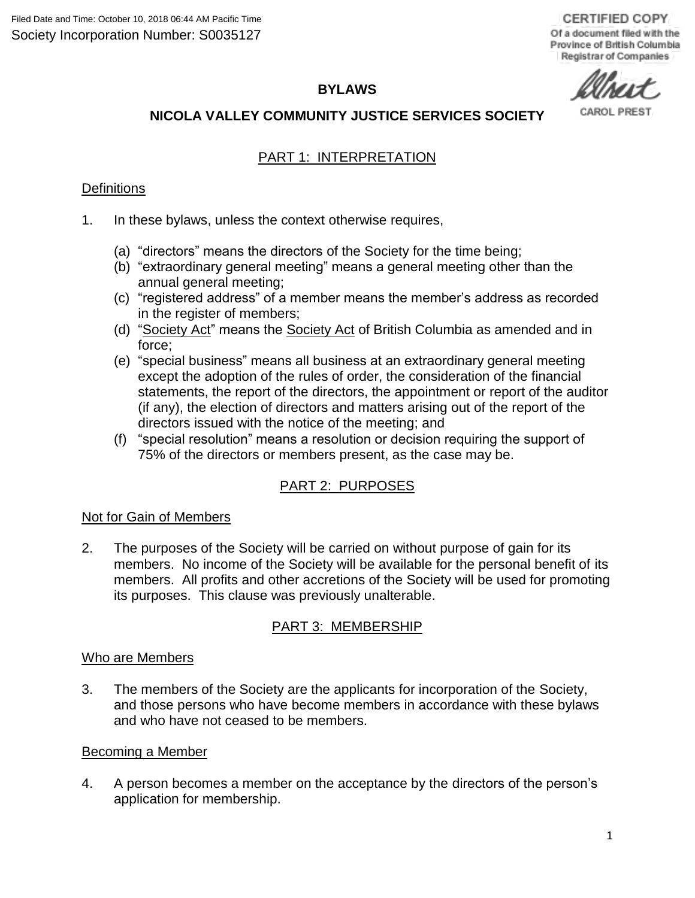Filed Date and Time: October 10, 2018 06:44 AM Pacific Time
Society Incorporation Number: S0035127

CERTIFIED COPY
Of a document filed with the Province of British Columbia Registrar of Companies

CAROL PREST

# BYLAWS

# NICOLA VALLEY COMMUNITY JUSTICE SERVICES SOCIETY

## PART 1: INTERPRETATION

### Definitions

1. In these bylaws, unless the context otherwise requires,

   (a) "directors" means the directors of the Society for the time being;
   (b) "extraordinary general meeting" means a general meeting other than the annual general meeting;
   (c) "registered address" of a member means the member's address as recorded in the register of members;
   (d) "Society Act" means the Society Act of British Columbia as amended and in force;
   (e) "special business" means all business at an extraordinary general meeting except the adoption of the rules of order, the consideration of the financial statements, the report of the directors, the appointment or report of the auditor (if any), the election of directors and matters arising out of the report of the directors issued with the notice of the meeting; and
   (f) "special resolution" means a resolution or decision requiring the support of 75% of the directors or members present, as the case may be.

## PART 2: PURPOSES

### Not for Gain of Members

2. The purposes of the Society will be carried on without purpose of gain for its members. No income of the Society will be available for the personal benefit of its members. All profits and other accretions of the Society will be used for promoting its purposes. This clause was previously unalterable.

## PART 3: MEMBERSHIP

### Who are Members

3. The members of the Society are the applicants for incorporation of the Society, and those persons who have become members in accordance with these bylaws and who have not ceased to be members.

### Becoming a Member

4. A person becomes a member on the acceptance by the directors of the person's application for membership.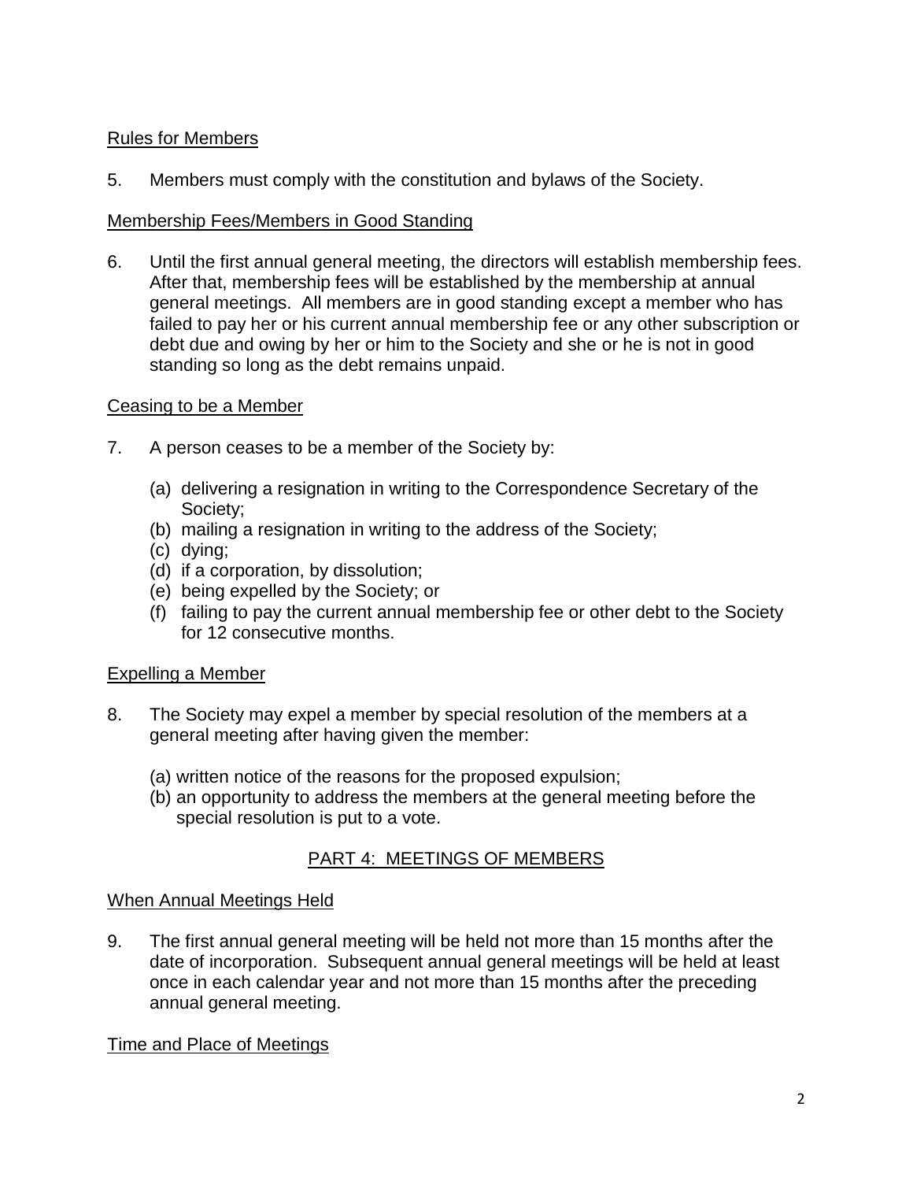Rules for Members

5. Members must comply with the constitution and bylaws of the Society.

Membership Fees/Members in Good Standing

6. Until the first annual general meeting, the directors will establish membership fees. After that, membership fees will be established by the membership at annual general meetings. All members are in good standing except a member who has failed to pay her or his current annual membership fee or any other subscription or debt due and owing by her or him to the Society and she or he is not in good standing so long as the debt remains unpaid.

Ceasing to be a Member

7. A person ceases to be a member of the Society by:

   (a) delivering a resignation in writing to the Correspondence Secretary of the Society;
   (b) mailing a resignation in writing to the address of the Society;
   (c) dying;
   (d) if a corporation, by dissolution;
   (e) being expelled by the Society; or
   (f) failing to pay the current annual membership fee or other debt to the Society for 12 consecutive months.

Expelling a Member

8. The Society may expel a member by special resolution of the members at a general meeting after having given the member:

   (a) written notice of the reasons for the proposed expulsion;
   (b) an opportunity to address the members at the general meeting before the special resolution is put to a vote.

## PART 4: MEETINGS OF MEMBERS

When Annual Meetings Held

9. The first annual general meeting will be held not more than 15 months after the date of incorporation. Subsequent annual general meetings will be held at least once in each calendar year and not more than 15 months after the preceding annual general meeting.

Time and Place of Meetings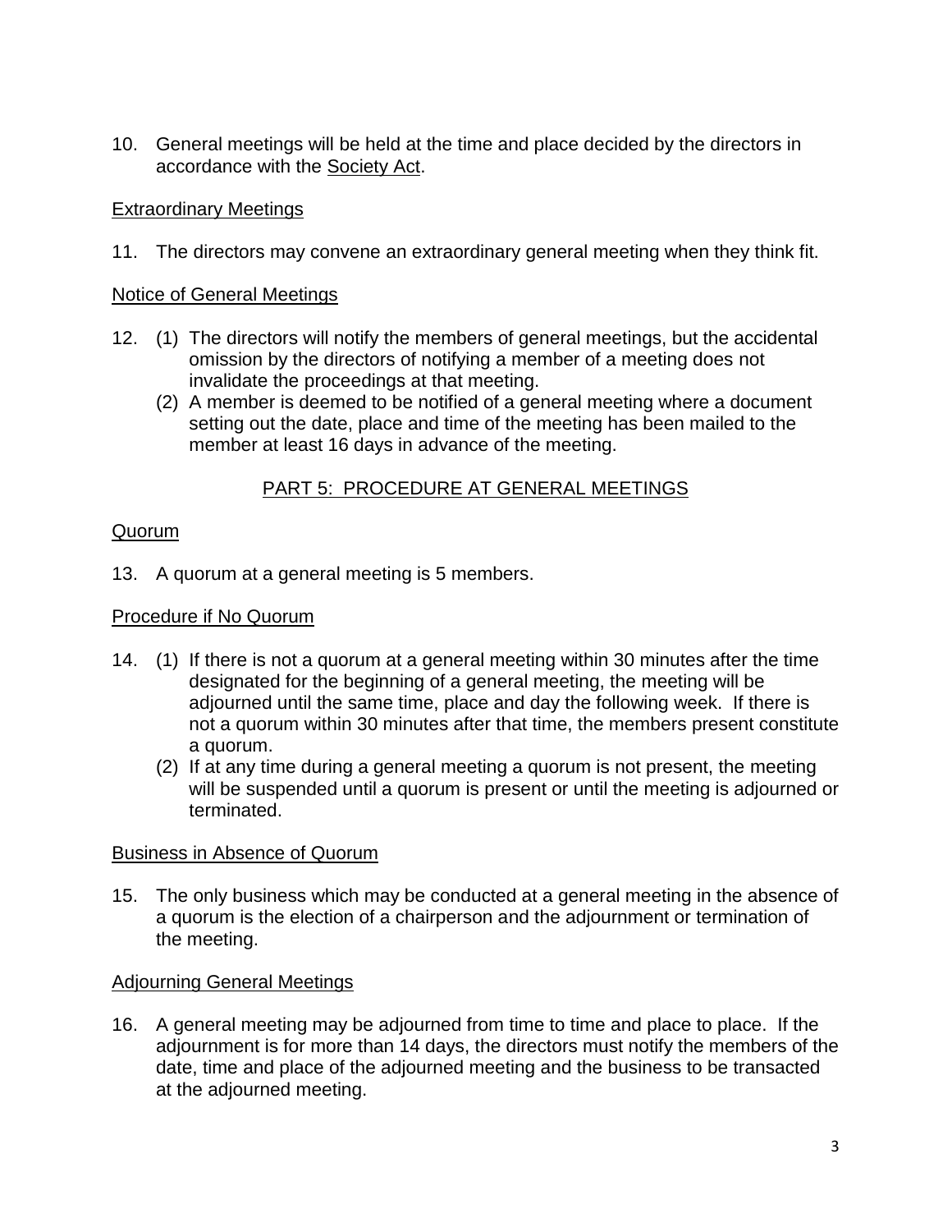10. General meetings will be held at the time and place decided by the directors in accordance with the Society Act.

Extraordinary Meetings

11. The directors may convene an extraordinary general meeting when they think fit.

Notice of General Meetings

12. (1) The directors will notify the members of general meetings, but the accidental omission by the directors of notifying a member of a meeting does not invalidate the proceedings at that meeting.
    (2) A member is deemed to be notified of a general meeting where a document setting out the date, place and time of the meeting has been mailed to the member at least 16 days in advance of the meeting.

## PART 5: PROCEDURE AT GENERAL MEETINGS

Quorum

13. A quorum at a general meeting is 5 members.

Procedure if No Quorum

14. (1) If there is not a quorum at a general meeting within 30 minutes after the time designated for the beginning of a general meeting, the meeting will be adjourned until the same time, place and day the following week. If there is not a quorum within 30 minutes after that time, the members present constitute a quorum.
    (2) If at any time during a general meeting a quorum is not present, the meeting will be suspended until a quorum is present or until the meeting is adjourned or terminated.

Business in Absence of Quorum

15. The only business which may be conducted at a general meeting in the absence of a quorum is the election of a chairperson and the adjournment or termination of the meeting.

Adjourning General Meetings

16. A general meeting may be adjourned from time to time and place to place. If the adjournment is for more than 14 days, the directors must notify the members of the date, time and place of the adjourned meeting and the business to be transacted at the adjourned meeting.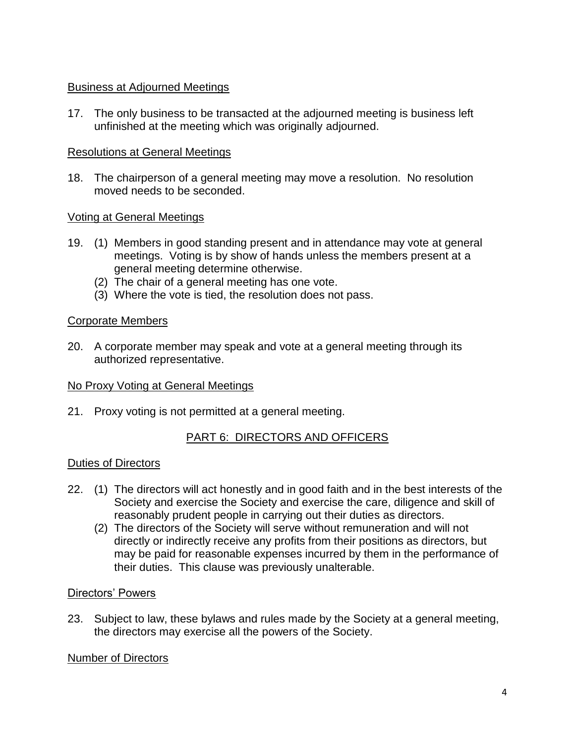Business at Adjourned Meetings

17. The only business to be transacted at the adjourned meeting is business left unfinished at the meeting which was originally adjourned.

Resolutions at General Meetings

18. The chairperson of a general meeting may move a resolution. No resolution moved needs to be seconded.

Voting at General Meetings

19. (1) Members in good standing present and in attendance may vote at general meetings. Voting is by show of hands unless the members present at a general meeting determine otherwise.
    (2) The chair of a general meeting has one vote.
    (3) Where the vote is tied, the resolution does not pass.

Corporate Members

20. A corporate member may speak and vote at a general meeting through its authorized representative.

No Proxy Voting at General Meetings

21. Proxy voting is not permitted at a general meeting.

## PART 6: DIRECTORS AND OFFICERS

Duties of Directors

22. (1) The directors will act honestly and in good faith and in the best interests of the Society and exercise the Society and exercise the care, diligence and skill of reasonably prudent people in carrying out their duties as directors.
    (2) The directors of the Society will serve without remuneration and will not directly or indirectly receive any profits from their positions as directors, but may be paid for reasonable expenses incurred by them in the performance of their duties. This clause was previously unalterable.

Directors' Powers

23. Subject to law, these bylaws and rules made by the Society at a general meeting, the directors may exercise all the powers of the Society.

Number of Directors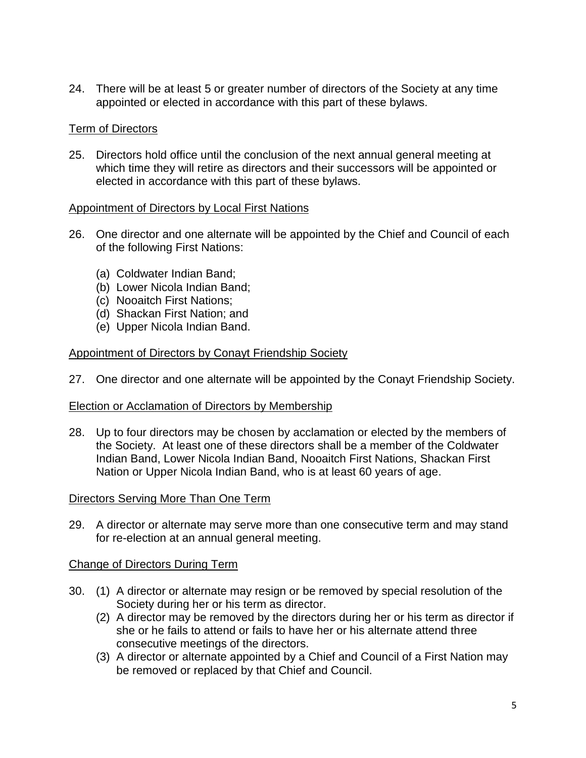24. There will be at least 5 or greater number of directors of the Society at any time appointed or elected in accordance with this part of these bylaws.

Term of Directors

25. Directors hold office until the conclusion of the next annual general meeting at which time they will retire as directors and their successors will be appointed or elected in accordance with this part of these bylaws.

Appointment of Directors by Local First Nations

26. One director and one alternate will be appointed by the Chief and Council of each of the following First Nations:

    (a) Coldwater Indian Band;
    (b) Lower Nicola Indian Band;
    (c) Nooaitch First Nations;
    (d) Shackan First Nation; and
    (e) Upper Nicola Indian Band.

Appointment of Directors by Conayt Friendship Society

27. One director and one alternate will be appointed by the Conayt Friendship Society.

Election or Acclamation of Directors by Membership

28. Up to four directors may be chosen by acclamation or elected by the members of the Society. At least one of these directors shall be a member of the Coldwater Indian Band, Lower Nicola Indian Band, Nooaitch First Nations, Shackan First Nation or Upper Nicola Indian Band, who is at least 60 years of age.

Directors Serving More Than One Term

29. A director or alternate may serve more than one consecutive term and may stand for re-election at an annual general meeting.

Change of Directors During Term

30. (1) A director or alternate may resign or be removed by special resolution of the Society during her or his term as director.
    (2) A director may be removed by the directors during her or his term as director if she or he fails to attend or fails to have her or his alternate attend three consecutive meetings of the directors.
    (3) A director or alternate appointed by a Chief and Council of a First Nation may be removed or replaced by that Chief and Council.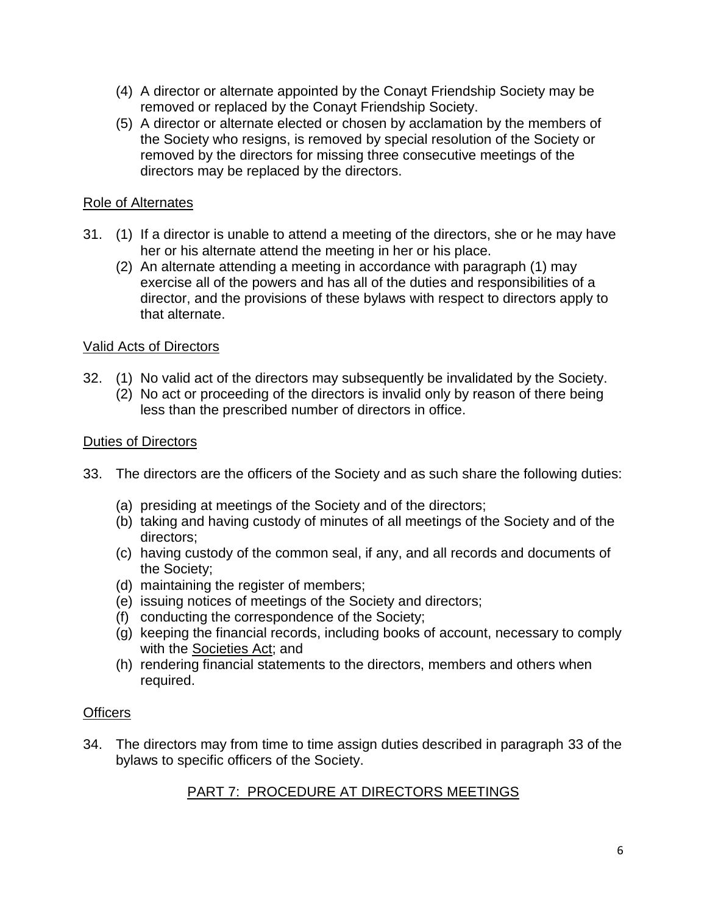(4) A director or alternate appointed by the Conayt Friendship Society may be removed or replaced by the Conayt Friendship Society.

(5) A director or alternate elected or chosen by acclamation by the members of the Society who resigns, is removed by special resolution of the Society or removed by the directors for missing three consecutive meetings of the directors may be replaced by the directors.

Role of Alternates

31. (1) If a director is unable to attend a meeting of the directors, she or he may have her or his alternate attend the meeting in her or his place.

    (2) An alternate attending a meeting in accordance with paragraph (1) may exercise all of the powers and has all of the duties and responsibilities of a director, and the provisions of these bylaws with respect to directors apply to that alternate.

Valid Acts of Directors

32. (1) No valid act of the directors may subsequently be invalidated by the Society.

    (2) No act or proceeding of the directors is invalid only by reason of there being less than the prescribed number of directors in office.

Duties of Directors

33. The directors are the officers of the Society and as such share the following duties:

    (a) presiding at meetings of the Society and of the directors;
    (b) taking and having custody of minutes of all meetings of the Society and of the directors;
    (c) having custody of the common seal, if any, and all records and documents of the Society;
    (d) maintaining the register of members;
    (e) issuing notices of meetings of the Society and directors;
    (f) conducting the correspondence of the Society;
    (g) keeping the financial records, including books of account, necessary to comply with the Societies Act; and
    (h) rendering financial statements to the directors, members and others when required.

Officers

34. The directors may from time to time assign duties described in paragraph 33 of the bylaws to specific officers of the Society.

## PART 7: PROCEDURE AT DIRECTORS MEETINGS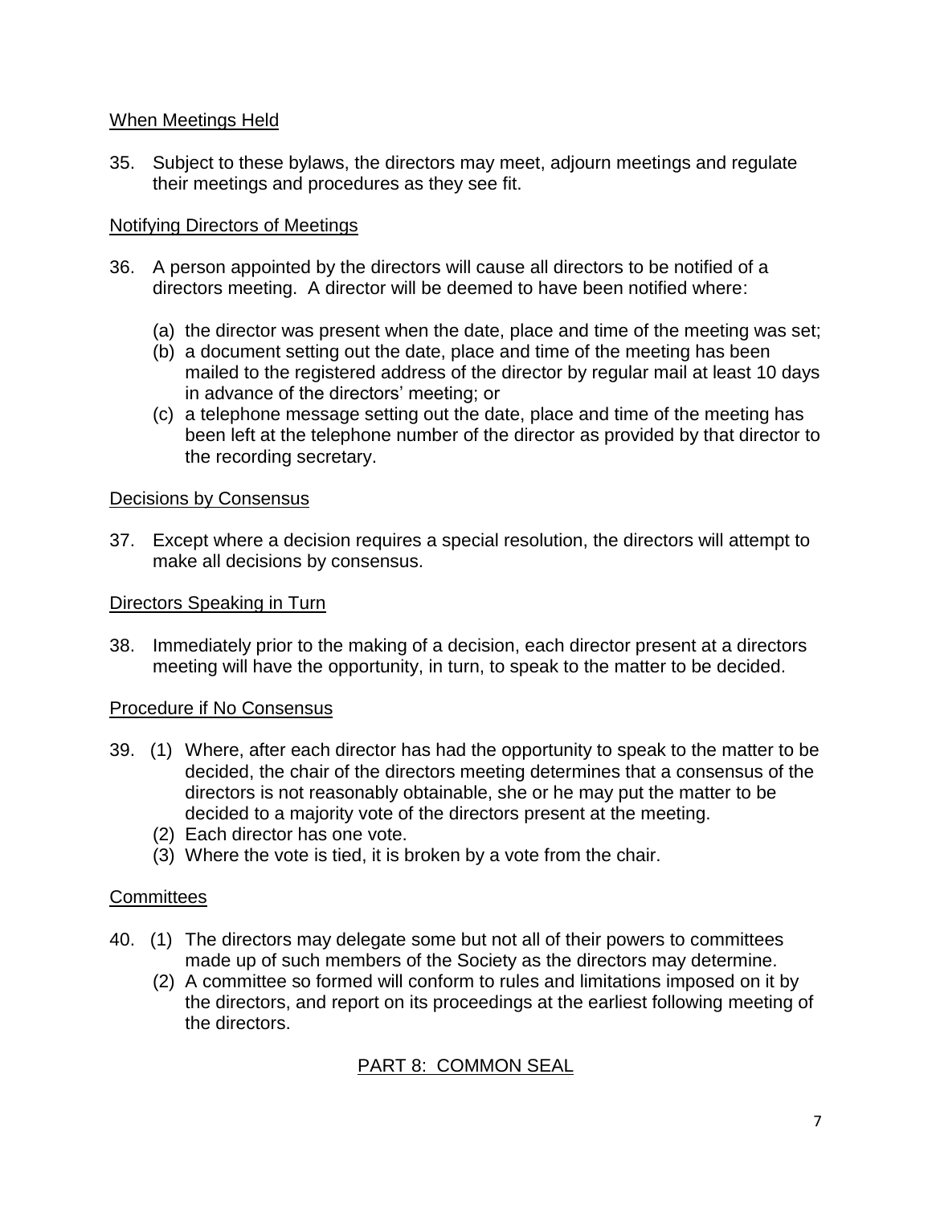When Meetings Held

35. Subject to these bylaws, the directors may meet, adjourn meetings and regulate their meetings and procedures as they see fit.

Notifying Directors of Meetings

36. A person appointed by the directors will cause all directors to be notified of a directors meeting. A director will be deemed to have been notified where:

    (a) the director was present when the date, place and time of the meeting was set;
    (b) a document setting out the date, place and time of the meeting has been mailed to the registered address of the director by regular mail at least 10 days in advance of the directors' meeting; or
    (c) a telephone message setting out the date, place and time of the meeting has been left at the telephone number of the director as provided by that director to the recording secretary.

Decisions by Consensus

37. Except where a decision requires a special resolution, the directors will attempt to make all decisions by consensus.

Directors Speaking in Turn

38. Immediately prior to the making of a decision, each director present at a directors meeting will have the opportunity, in turn, to speak to the matter to be decided.

Procedure if No Consensus

39. (1) Where, after each director has had the opportunity to speak to the matter to be decided, the chair of the directors meeting determines that a consensus of the directors is not reasonably obtainable, she or he may put the matter to be decided to a majority vote of the directors present at the meeting.
    (2) Each director has one vote.
    (3) Where the vote is tied, it is broken by a vote from the chair.

Committees

40. (1) The directors may delegate some but not all of their powers to committees made up of such members of the Society as the directors may determine.
    (2) A committee so formed will conform to rules and limitations imposed on it by the directors, and report on its proceedings at the earliest following meeting of the directors.

## PART 8: COMMON SEAL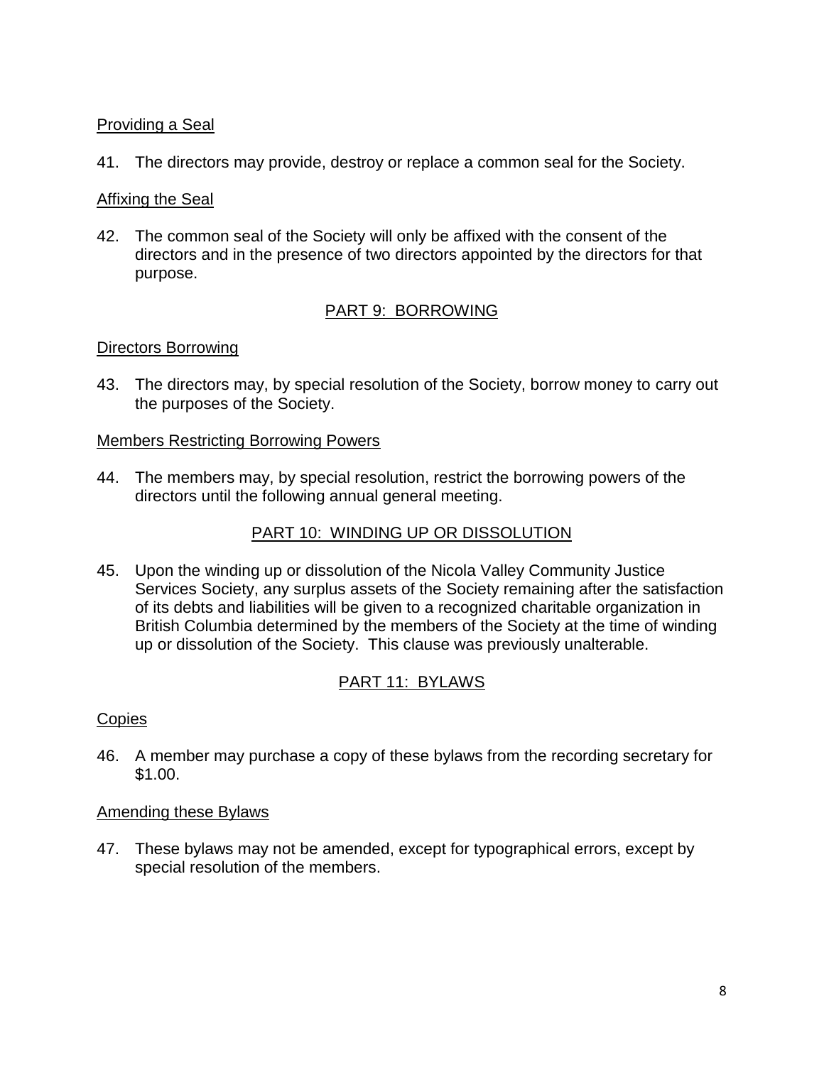### Providing a Seal

41. The directors may provide, destroy or replace a common seal for the Society.

### Affixing the Seal

42. The common seal of the Society will only be affixed with the consent of the directors and in the presence of two directors appointed by the directors for that purpose.

## PART 9: BORROWING

### Directors Borrowing

43. The directors may, by special resolution of the Society, borrow money to carry out the purposes of the Society.

### Members Restricting Borrowing Powers

44. The members may, by special resolution, restrict the borrowing powers of the directors until the following annual general meeting.

## PART 10: WINDING UP OR DISSOLUTION

45. Upon the winding up or dissolution of the Nicola Valley Community Justice Services Society, any surplus assets of the Society remaining after the satisfaction of its debts and liabilities will be given to a recognized charitable organization in British Columbia determined by the members of the Society at the time of winding up or dissolution of the Society. This clause was previously unalterable.

## PART 11: BYLAWS

### Copies

46. A member may purchase a copy of these bylaws from the recording secretary for $1.00.

### Amending these Bylaws

47. These bylaws may not be amended, except for typographical errors, except by special resolution of the members.